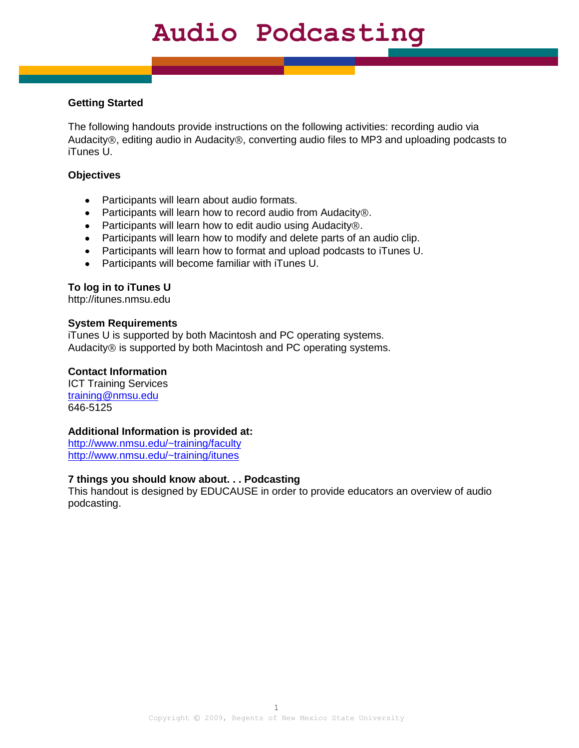# Audio Podcasting

**Getting Started**

The following handouts provide instructions on the following activities: recording audio via Audacity®, editing audio in Audacity®, converting audio files to MP3 and uploading podcasts to iTunes U.

**Objectives**

- Participants will learn about audio formats.
- Participants will learn how to record audio from Audacity®.
- Participants will learn how to edit audio using Audacity®.
- Participants will learn how to modify and delete parts of an audio clip.
- Participants will learn how to format and upload podcasts to iTunes U.
- Participants will become familiar with iTunes U.

**To log in to iTunes U**
http://itunes.nmsu.edu

**System Requirements**
iTunes U is supported by both Macintosh and PC operating systems.
Audacity® is supported by both Macintosh and PC operating systems.

**Contact Information**
ICT Training Services
training@nmsu.edu
646-5125

**Additional Information is provided at:**
http://www.nmsu.edu/~training/faculty
http://www.nmsu.edu/~training/itunes

**7 things you should know about. . . Podcasting**
This handout is designed by EDUCAUSE in order to provide educators an overview of audio podcasting.

Copyright © 2009, Regents of New Mexico State University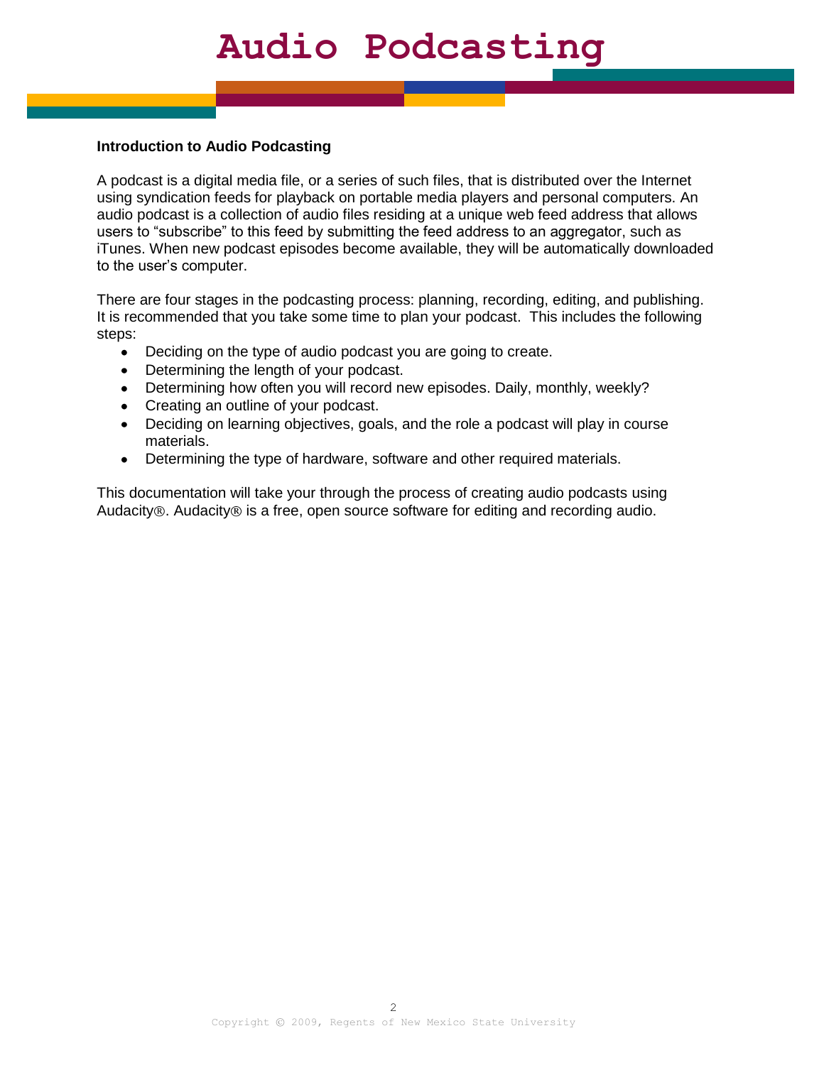# Audio Podcasting

**Introduction to Audio Podcasting**

A podcast is a digital media file, or a series of such files, that is distributed over the Internet using syndication feeds for playback on portable media players and personal computers. An audio podcast is a collection of audio files residing at a unique web feed address that allows users to "subscribe" to this feed by submitting the feed address to an aggregator, such as iTunes. When new podcast episodes become available, they will be automatically downloaded to the user's computer.

There are four stages in the podcasting process: planning, recording, editing, and publishing. It is recommended that you take some time to plan your podcast. This includes the following steps:

- Deciding on the type of audio podcast you are going to create.
- Determining the length of your podcast.
- Determining how often you will record new episodes. Daily, monthly, weekly?
- Creating an outline of your podcast.
- Deciding on learning objectives, goals, and the role a podcast will play in course materials.
- Determining the type of hardware, software and other required materials.

This documentation will take your through the process of creating audio podcasts using Audacity®. Audacity® is a free, open source software for editing and recording audio.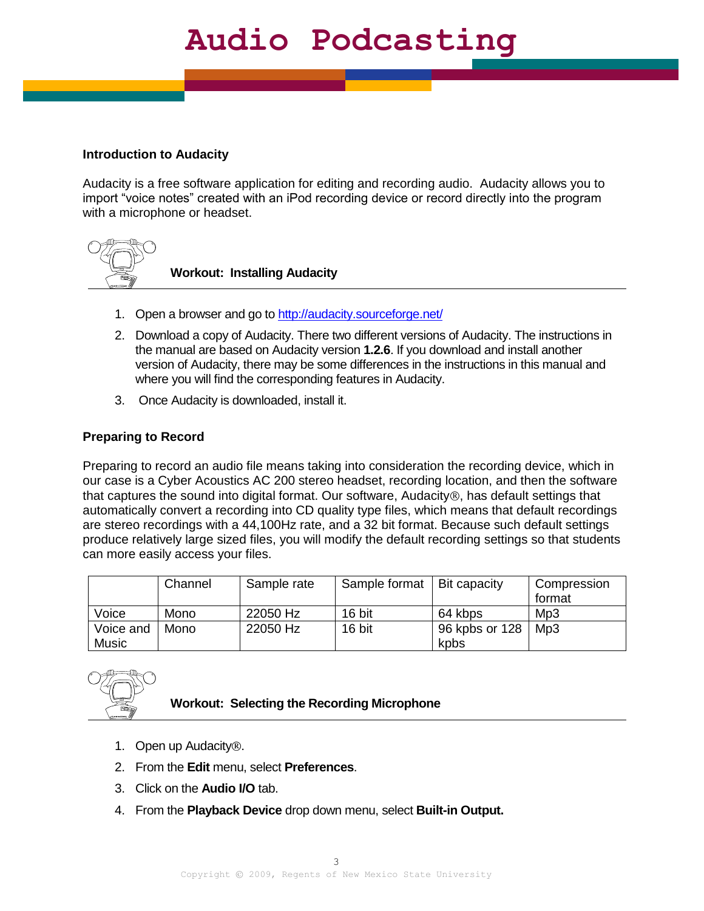# Audio Podcasting

**Introduction to Audacity**

Audacity is a free software application for editing and recording audio. Audacity allows you to import "voice notes" created with an iPod recording device or record directly into the program with a microphone or headset.

**Workout: Installing Audacity**

1. Open a browser and go to http://audacity.sourceforge.net/
2. Download a copy of Audacity. There two different versions of Audacity. The instructions in the manual are based on Audacity version **1.2.6**. If you download and install another version of Audacity, there may be some differences in the instructions in this manual and where you will find the corresponding features in Audacity.
3. Once Audacity is downloaded, install it.

**Preparing to Record**

Preparing to record an audio file means taking into consideration the recording device, which in our case is a Cyber Acoustics AC 200 stereo headset, recording location, and then the software that captures the sound into digital format. Our software, Audacity®, has default settings that automatically convert a recording into CD quality type files, which means that default recordings are stereo recordings with a 44,100Hz rate, and a 32 bit format. Because such default settings produce relatively large sized files, you will modify the default recording settings so that students can more easily access your files.

| | Channel | Sample rate | Sample format | Bit capacity | Compression format |
|---|---|---|---|---|---|
| Voice | Mono | 22050 Hz | 16 bit | 64 kbps | Mp3 |
| Voice and Music | Mono | 22050 Hz | 16 bit | 96 kpbs or 128 kpbs | Mp3 |

**Workout: Selecting the Recording Microphone**

1. Open up Audacity®.
2. From the **Edit** menu, select **Preferences**.
3. Click on the **Audio I/O** tab.
4. From the **Playback Device** drop down menu, select **Built-in Output.**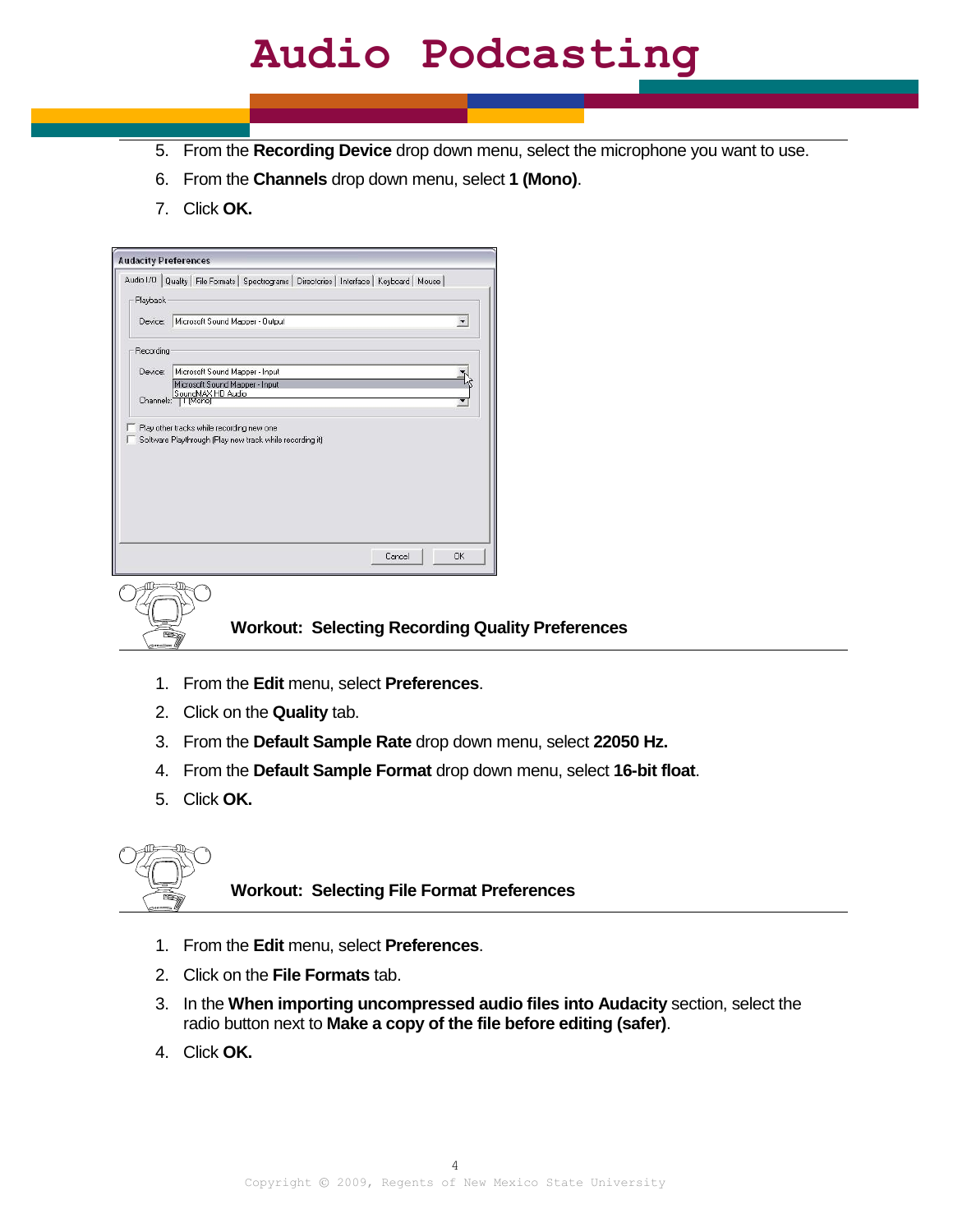5. From the **Recording Device** drop down menu, select the microphone you want to use.
6. From the **Channels** drop down menu, select **1 (Mono)**.
7. Click **OK.**

**Workout: Selecting Recording Quality Preferences**

1. From the **Edit** menu, select **Preferences**.
2. Click on the **Quality** tab.
3. From the **Default Sample Rate** drop down menu, select **22050 Hz.**
4. From the **Default Sample Format** drop down menu, select **16-bit float**.
5. Click **OK.**

**Workout: Selecting File Format Preferences**

1. From the **Edit** menu, select **Preferences**.
2. Click on the **File Formats** tab.
3. In the **When importing uncompressed audio files into Audacity** section, select the radio button next to **Make a copy of the file before editing (safer)**.
4. Click **OK.**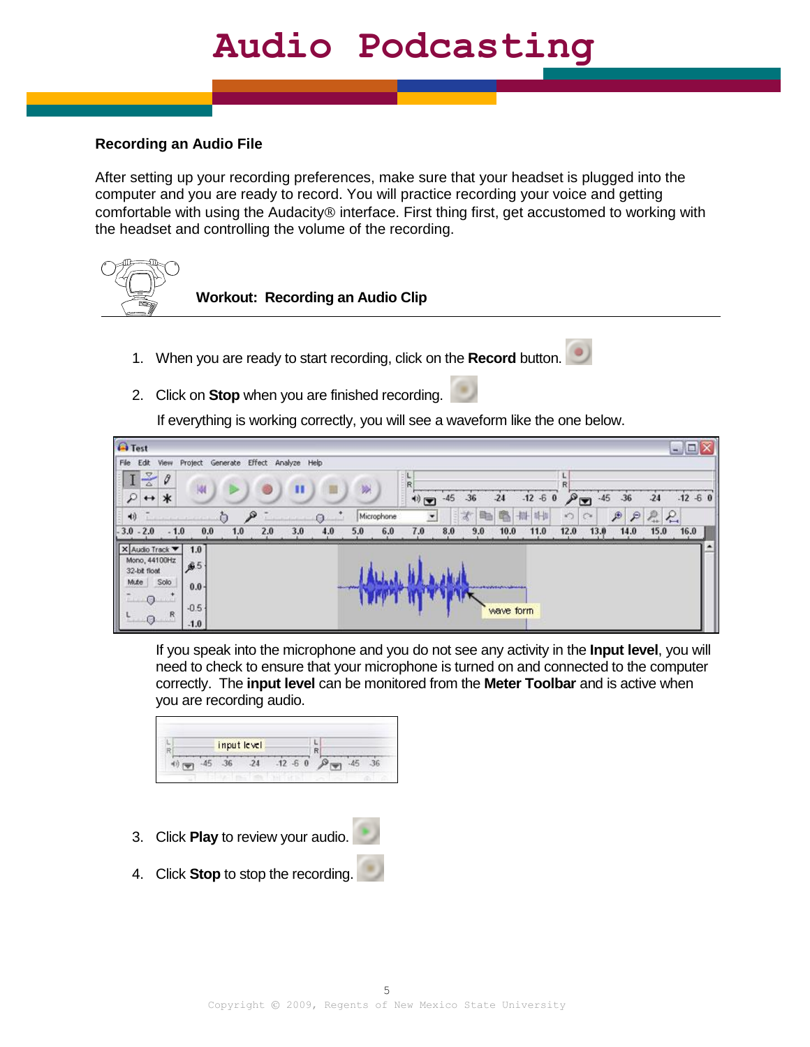## Recording an Audio File

After setting up your recording preferences, make sure that your headset is plugged into the computer and you are ready to record. You will practice recording your voice and getting comfortable with using the Audacity® interface. First thing first, get accustomed to working with the headset and controlling the volume of the recording.

### Workout: Recording an Audio Clip

1. When you are ready to start recording, click on the **Record** button.
2. Click on **Stop** when you are finished recording.

   If everything is working correctly, you will see a waveform like the one below.

   If you speak into the microphone and you do not see any activity in the **Input level**, you will need to check to ensure that your microphone is turned on and connected to the computer correctly. The **input level** can be monitored from the **Meter Toolbar** and is active when you are recording audio.

3. Click **Play** to review your audio.
4. Click **Stop** to stop the recording.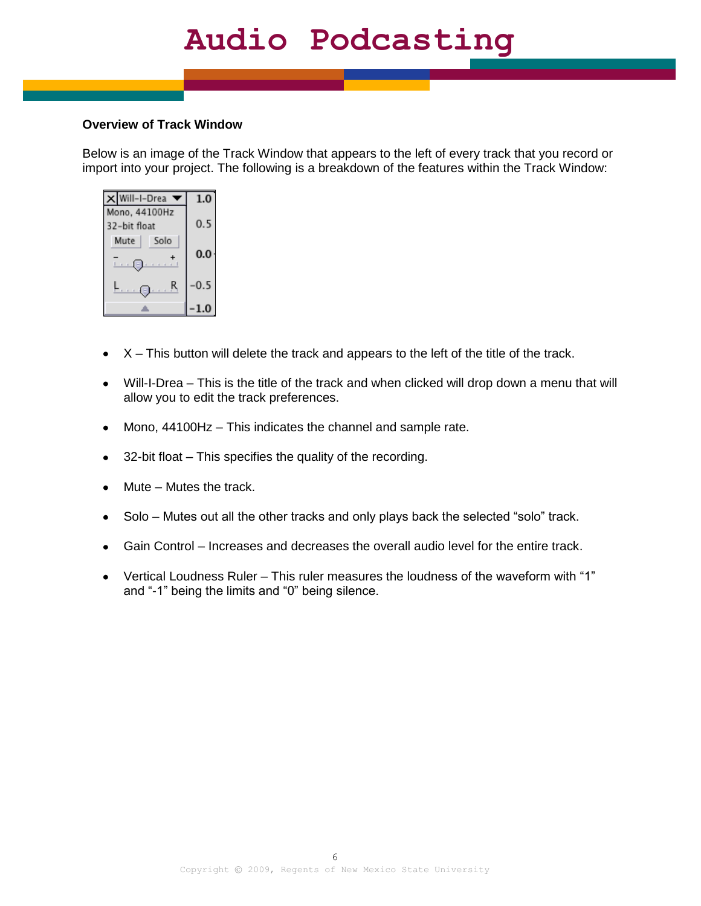**Overview of Track Window**

Below is an image of the Track Window that appears to the left of every track that you record or import into your project. The following is a breakdown of the features within the Track Window:

- X – This button will delete the track and appears to the left of the title of the track.
- Will-I-Drea – This is the title of the track and when clicked will drop down a menu that will allow you to edit the track preferences.
- Mono, 44100Hz – This indicates the channel and sample rate.
- 32-bit float – This specifies the quality of the recording.
- Mute – Mutes the track.
- Solo – Mutes out all the other tracks and only plays back the selected "solo" track.
- Gain Control – Increases and decreases the overall audio level for the entire track.
- Vertical Loudness Ruler – This ruler measures the loudness of the waveform with "1" and "-1" being the limits and "0" being silence.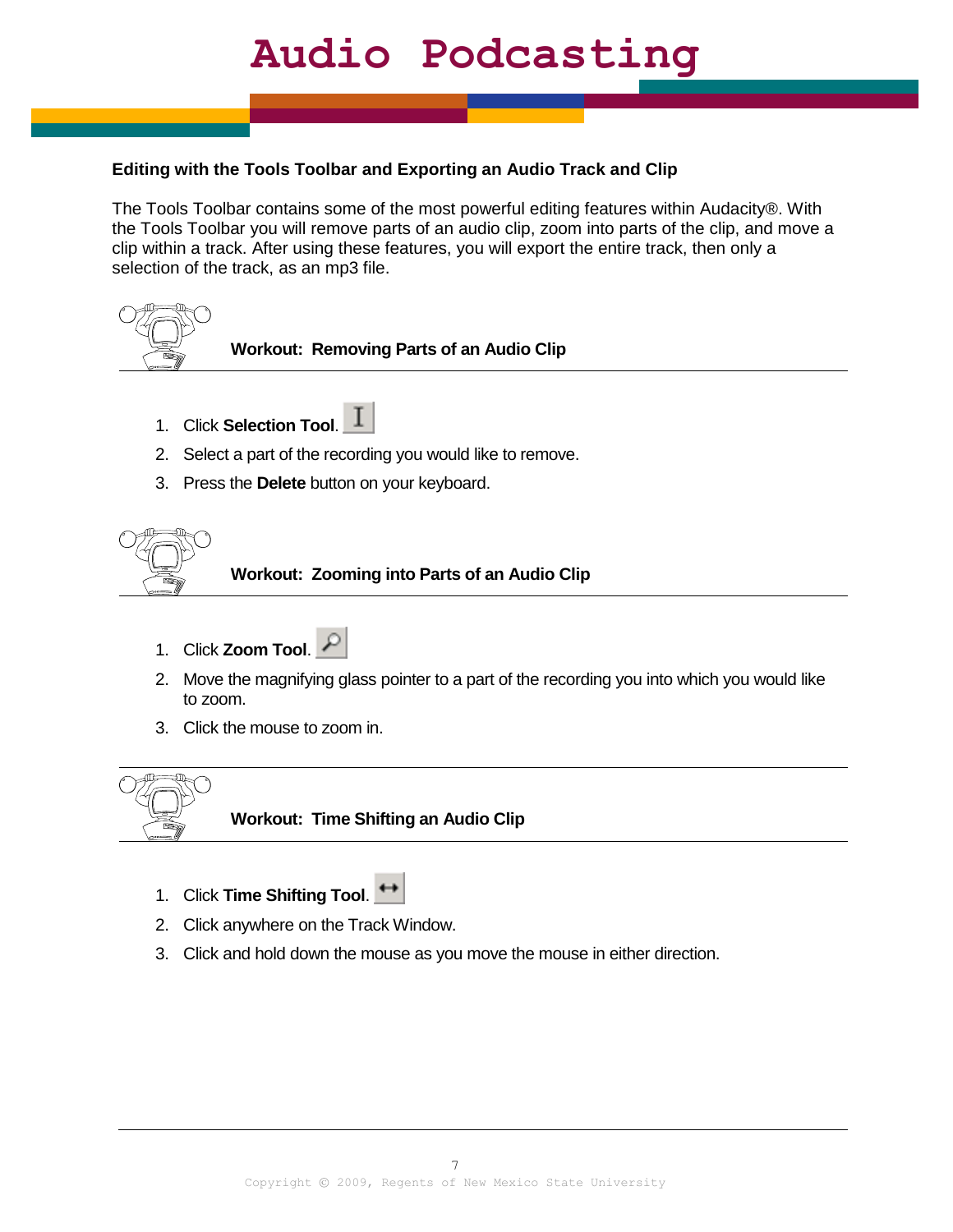### Editing with the Tools Toolbar and Exporting an Audio Track and Clip

The Tools Toolbar contains some of the most powerful editing features within Audacity®. With the Tools Toolbar you will remove parts of an audio clip, zoom into parts of the clip, and move a clip within a track. After using these features, you will export the entire track, then only a selection of the track, as an mp3 file.

#### Workout: Removing Parts of an Audio Clip

1. Click **Selection Tool**.
2. Select a part of the recording you would like to remove.
3. Press the **Delete** button on your keyboard.

#### Workout: Zooming into Parts of an Audio Clip

1. Click **Zoom Tool**.
2. Move the magnifying glass pointer to a part of the recording you into which you would like to zoom.
3. Click the mouse to zoom in.

#### Workout: Time Shifting an Audio Clip

1. Click **Time Shifting Tool**.
2. Click anywhere on the Track Window.
3. Click and hold down the mouse as you move the mouse in either direction.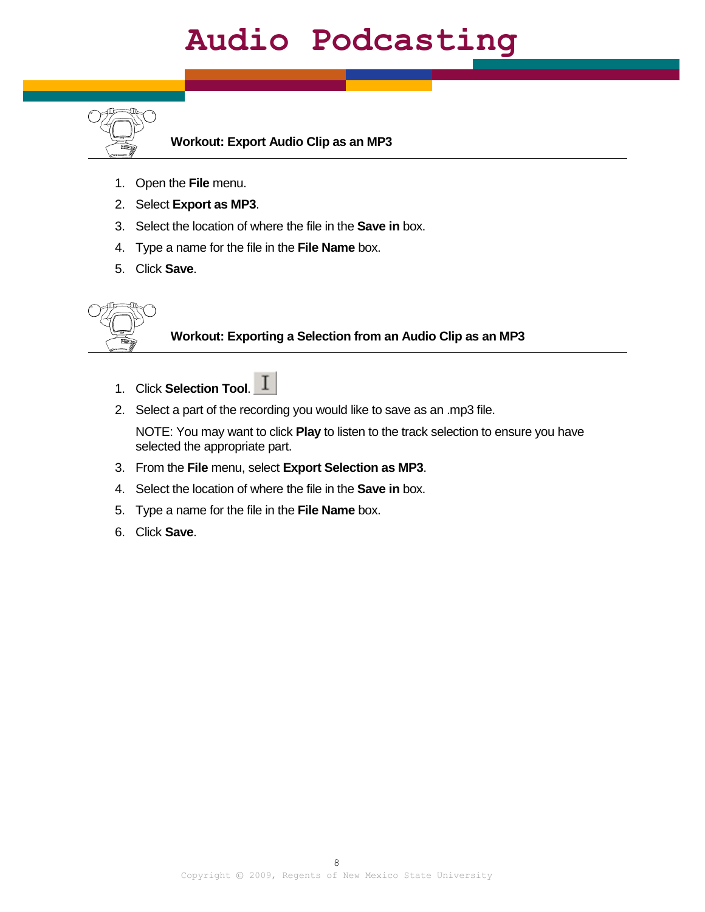# Audio Podcasting

### Workout: Export Audio Clip as an MP3

1. Open the **File** menu.
2. Select **Export as MP3**.
3. Select the location of where the file in the **Save in** box.
4. Type a name for the file in the **File Name** box.
5. Click **Save**.

### Workout: Exporting a Selection from an Audio Clip as an MP3

1. Click **Selection Tool**.
2. Select a part of the recording you would like to save as an .mp3 file.

   NOTE: You may want to click **Play** to listen to the track selection to ensure you have selected the appropriate part.
3. From the **File** menu, select **Export Selection as MP3**.
4. Select the location of where the file in the **Save in** box.
5. Type a name for the file in the **File Name** box.
6. Click **Save**.

Copyright © 2009, Regents of New Mexico State University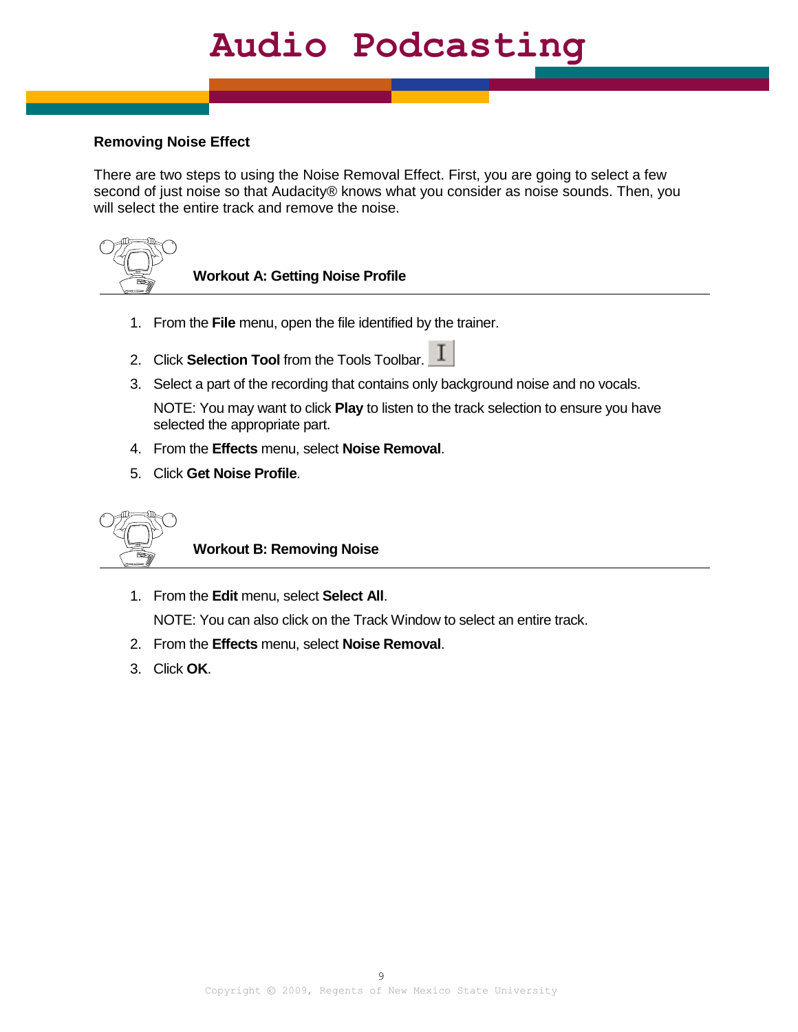## Removing Noise Effect

There are two steps to using the Noise Removal Effect. First, you are going to select a few second of just noise so that Audacity® knows what you consider as noise sounds. Then, you will select the entire track and remove the noise.

### Workout A: Getting Noise Profile

1. From the **File** menu, open the file identified by the trainer.
2. Click **Selection Tool** from the Tools Toolbar.
3. Select a part of the recording that contains only background noise and no vocals.

   NOTE: You may want to click **Play** to listen to the track selection to ensure you have selected the appropriate part.
4. From the **Effects** menu, select **Noise Removal**.
5. Click **Get Noise Profile**.

### Workout B: Removing Noise

1. From the **Edit** menu, select **Select All**.

   NOTE: You can also click on the Track Window to select an entire track.
2. From the **Effects** menu, select **Noise Removal**.
3. Click **OK**.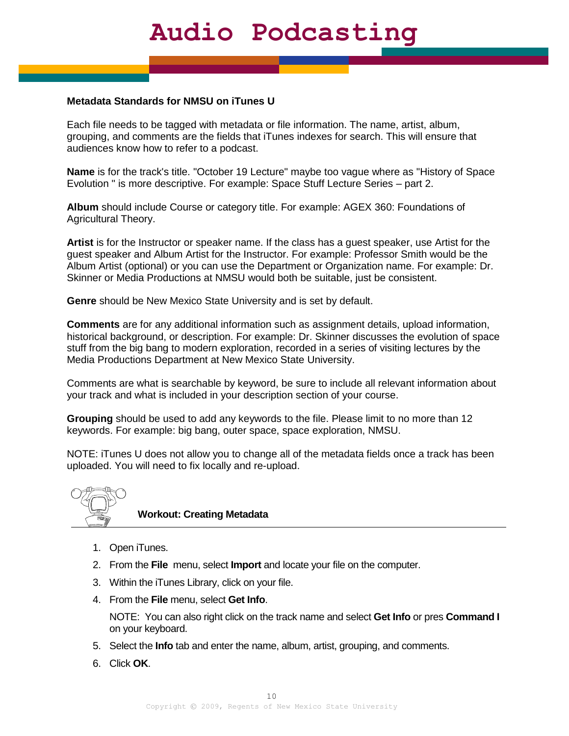# Audio Podcasting

**Metadata Standards for NMSU on iTunes U**

Each file needs to be tagged with metadata or file information. The name, artist, album, grouping, and comments are the fields that iTunes indexes for search. This will ensure that audiences know how to refer to a podcast.

**Name** is for the track's title. "October 19 Lecture" maybe too vague where as "History of Space Evolution " is more descriptive. For example: Space Stuff Lecture Series – part 2.

**Album** should include Course or category title. For example: AGEX 360: Foundations of Agricultural Theory.

**Artist** is for the Instructor or speaker name. If the class has a guest speaker, use Artist for the guest speaker and Album Artist for the Instructor. For example: Professor Smith would be the Album Artist (optional) or you can use the Department or Organization name. For example: Dr. Skinner or Media Productions at NMSU would both be suitable, just be consistent.

**Genre** should be New Mexico State University and is set by default.

**Comments** are for any additional information such as assignment details, upload information, historical background, or description. For example: Dr. Skinner discusses the evolution of space stuff from the big bang to modern exploration, recorded in a series of visiting lectures by the Media Productions Department at New Mexico State University.

Comments are what is searchable by keyword, be sure to include all relevant information about your track and what is included in your description section of your course.

**Grouping** should be used to add any keywords to the file. Please limit to no more than 12 keywords. For example: big bang, outer space, space exploration, NMSU.

NOTE: iTunes U does not allow you to change all of the metadata fields once a track has been uploaded. You will need to fix locally and re-upload.

**Workout: Creating Metadata**

1. Open iTunes.
2. From the **File** menu, select **Import** and locate your file on the computer.
3. Within the iTunes Library, click on your file.
4. From the **File** menu, select **Get Info**.

   NOTE: You can also right click on the track name and select **Get Info** or pres **Command I** on your keyboard.
5. Select the **Info** tab and enter the name, album, artist, grouping, and comments.
6. Click **OK**.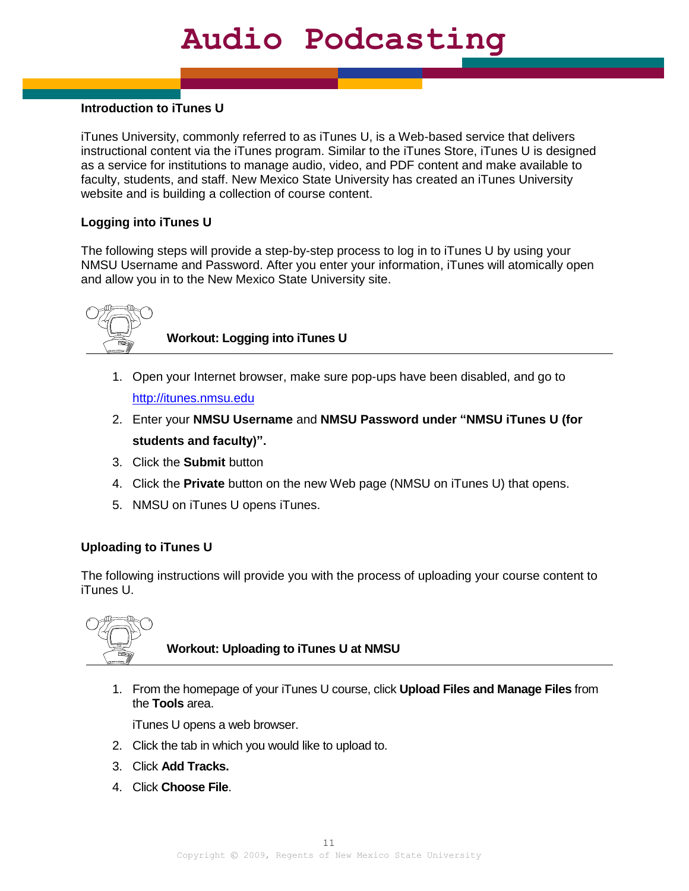# Audio Podcasting

### Introduction to iTunes U

iTunes University, commonly referred to as iTunes U, is a Web-based service that delivers instructional content via the iTunes program. Similar to the iTunes Store, iTunes U is designed as a service for institutions to manage audio, video, and PDF content and make available to faculty, students, and staff. New Mexico State University has created an iTunes University website and is building a collection of course content.

### Logging into iTunes U

The following steps will provide a step-by-step process to log in to iTunes U by using your NMSU Username and Password. After you enter your information, iTunes will atomically open and allow you in to the New Mexico State University site.

**Workout: Logging into iTunes U**

1. Open your Internet browser, make sure pop-ups have been disabled, and go to http://itunes.nmsu.edu
2. Enter your **NMSU Username** and **NMSU Password under "NMSU iTunes U (for students and faculty)".**
3. Click the **Submit** button
4. Click the **Private** button on the new Web page (NMSU on iTunes U) that opens.
5. NMSU on iTunes U opens iTunes.

### Uploading to iTunes U

The following instructions will provide you with the process of uploading your course content to iTunes U.

**Workout: Uploading to iTunes U at NMSU**

1. From the homepage of your iTunes U course, click **Upload Files and Manage Files** from the **Tools** area.

   iTunes U opens a web browser.

2. Click the tab in which you would like to upload to.
3. Click **Add Tracks.**
4. Click **Choose File**.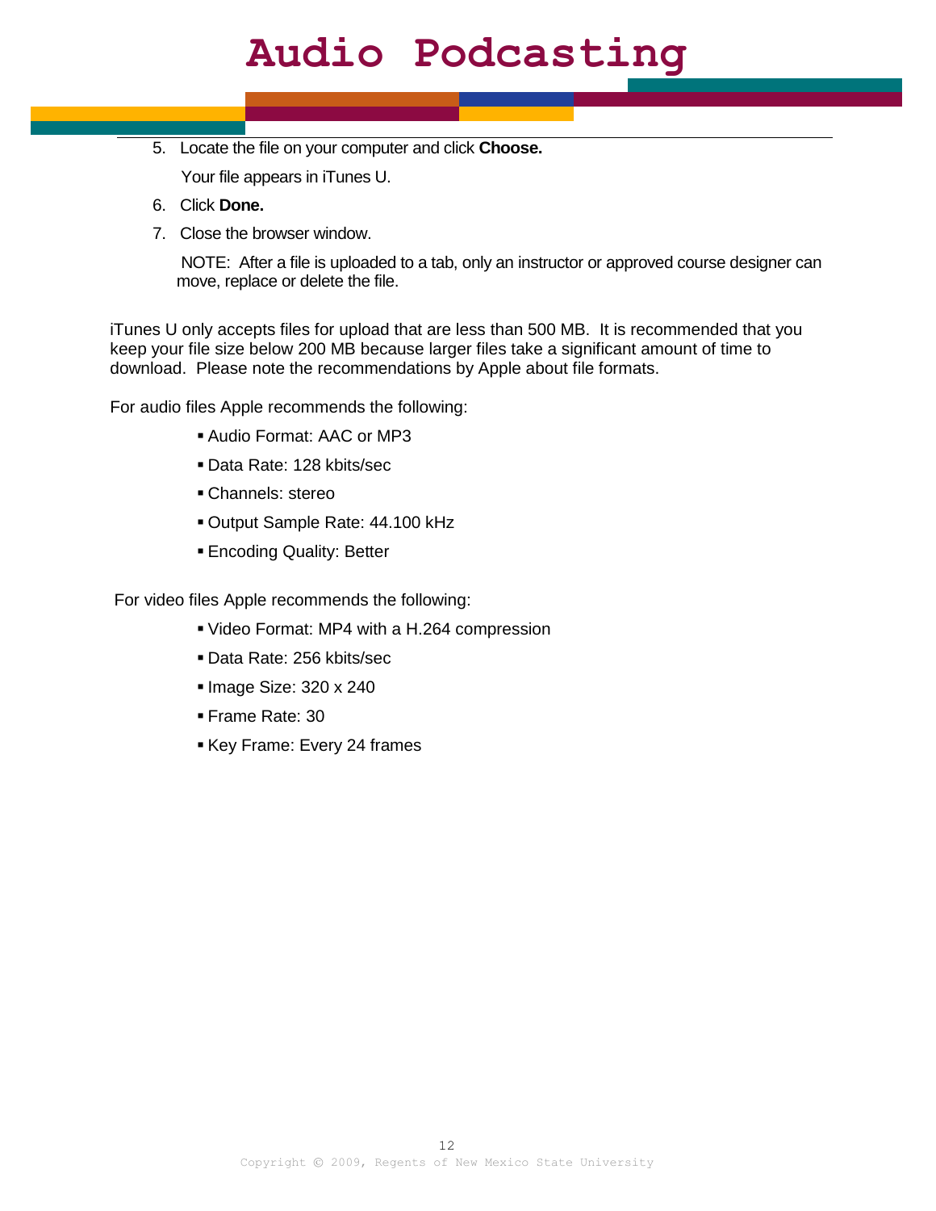5. Locate the file on your computer and click **Choose.**

   Your file appears in iTunes U.

6. Click **Done.**
7. Close the browser window.

   NOTE: After a file is uploaded to a tab, only an instructor or approved course designer can move, replace or delete the file.

iTunes U only accepts files for upload that are less than 500 MB. It is recommended that you keep your file size below 200 MB because larger files take a significant amount of time to download. Please note the recommendations by Apple about file formats.

For audio files Apple recommends the following:

- Audio Format: AAC or MP3
- Data Rate: 128 kbits/sec
- Channels: stereo
- Output Sample Rate: 44.100 kHz
- Encoding Quality: Better

For video files Apple recommends the following:

- Video Format: MP4 with a H.264 compression
- Data Rate: 256 kbits/sec
- Image Size: 320 x 240
- Frame Rate: 30
- Key Frame: Every 24 frames